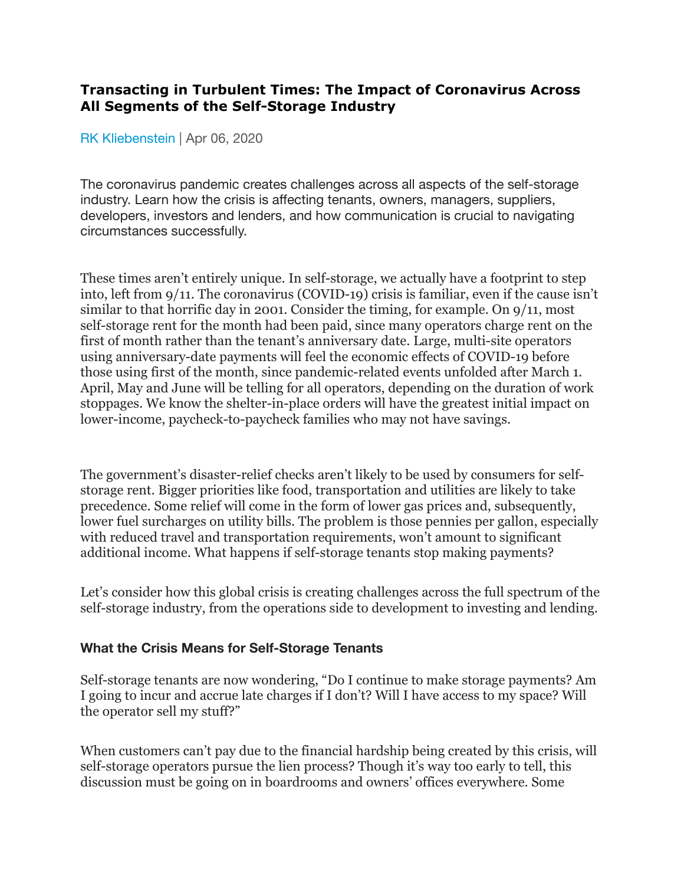## Transacting in Turbulent Times: The Impact of Coronavirus Across All Segments of the Self-Storage Industry

RK Kliebenstein | Apr 06, 2020

The coronavirus pandemic creates challenges across all aspects of the self-storage industry. Learn how the crisis is affecting tenants, owners, managers, suppliers, developers, investors and lenders, and how communication is crucial to navigating circumstances successfully.

These times aren't entirely unique. In self-storage, we actually have a footprint to step into, left from 9/11. The coronavirus (COVID-19) crisis is familiar, even if the cause isn't similar to that horrific day in 2001. Consider the timing, for example. On 9/11, most self-storage rent for the month had been paid, since many operators charge rent on the first of month rather than the tenant's anniversary date. Large, multi-site operators using anniversary-date payments will feel the economic effects of COVID-19 before those using first of the month, since pandemic-related events unfolded after March 1. April, May and June will be telling for all operators, depending on the duration of work stoppages. We know the shelter-in-place orders will have the greatest initial impact on lower-income, paycheck-to-paycheck families who may not have savings.

The government's disaster-relief checks aren't likely to be used by consumers for self-storage rent. Bigger priorities like food, transportation and utilities are likely to take precedence. Some relief will come in the form of lower gas prices and, subsequently, lower fuel surcharges on utility bills. The problem is those pennies per gallon, especially with reduced travel and transportation requirements, won't amount to significant additional income. What happens if self-storage tenants stop making payments?

Let's consider how this global crisis is creating challenges across the full spectrum of the self-storage industry, from the operations side to development to investing and lending.

### What the Crisis Means for Self-Storage Tenants

Self-storage tenants are now wondering, "Do I continue to make storage payments? Am I going to incur and accrue late charges if I don't? Will I have access to my space? Will the operator sell my stuff?"

When customers can't pay due to the financial hardship being created by this crisis, will self-storage operators pursue the lien process? Though it's way too early to tell, this discussion must be going on in boardrooms and owners' offices everywhere. Some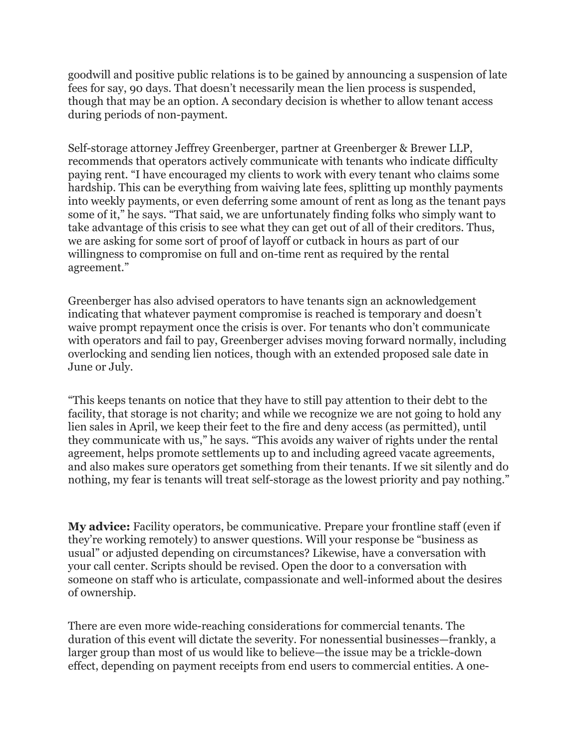goodwill and positive public relations is to be gained by announcing a suspension of late fees for say, 90 days. That doesn't necessarily mean the lien process is suspended, though that may be an option. A secondary decision is whether to allow tenant access during periods of non-payment.

Self-storage attorney Jeffrey Greenberger, partner at Greenberger & Brewer LLP, recommends that operators actively communicate with tenants who indicate difficulty paying rent. "I have encouraged my clients to work with every tenant who claims some hardship. This can be everything from waiving late fees, splitting up monthly payments into weekly payments, or even deferring some amount of rent as long as the tenant pays some of it," he says. "That said, we are unfortunately finding folks who simply want to take advantage of this crisis to see what they can get out of all of their creditors. Thus, we are asking for some sort of proof of layoff or cutback in hours as part of our willingness to compromise on full and on-time rent as required by the rental agreement."

Greenberger has also advised operators to have tenants sign an acknowledgement indicating that whatever payment compromise is reached is temporary and doesn't waive prompt repayment once the crisis is over. For tenants who don't communicate with operators and fail to pay, Greenberger advises moving forward normally, including overlocking and sending lien notices, though with an extended proposed sale date in June or July.

"This keeps tenants on notice that they have to still pay attention to their debt to the facility, that storage is not charity; and while we recognize we are not going to hold any lien sales in April, we keep their feet to the fire and deny access (as permitted), until they communicate with us," he says. "This avoids any waiver of rights under the rental agreement, helps promote settlements up to and including agreed vacate agreements, and also makes sure operators get something from their tenants. If we sit silently and do nothing, my fear is tenants will treat self-storage as the lowest priority and pay nothing."

**My advice:** Facility operators, be communicative. Prepare your frontline staff (even if they're working remotely) to answer questions. Will your response be "business as usual" or adjusted depending on circumstances? Likewise, have a conversation with your call center. Scripts should be revised. Open the door to a conversation with someone on staff who is articulate, compassionate and well-informed about the desires of ownership.

There are even more wide-reaching considerations for commercial tenants. The duration of this event will dictate the severity. For nonessential businesses—frankly, a larger group than most of us would like to believe—the issue may be a trickle-down effect, depending on payment receipts from end users to commercial entities. A one-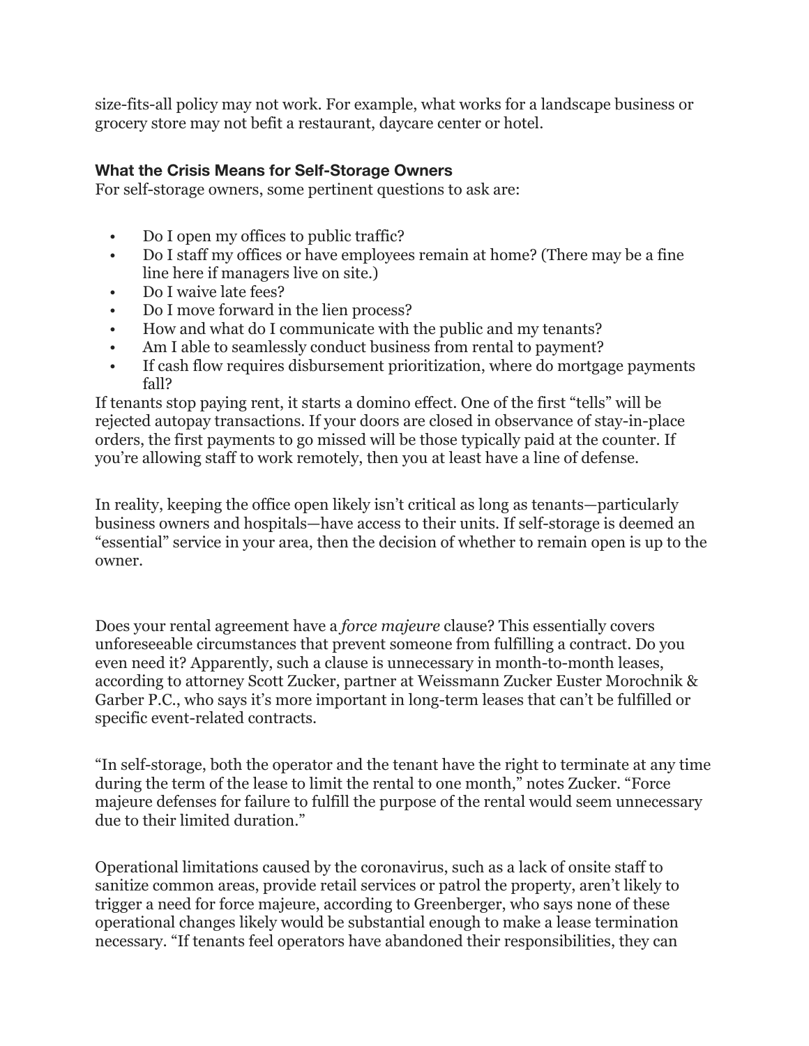size-fits-all policy may not work. For example, what works for a landscape business or grocery store may not befit a restaurant, daycare center or hotel.

### What the Crisis Means for Self-Storage Owners

For self-storage owners, some pertinent questions to ask are:

- Do I open my offices to public traffic?
- Do I staff my offices or have employees remain at home? (There may be a fine line here if managers live on site.)
- Do I waive late fees?
- Do I move forward in the lien process?
- How and what do I communicate with the public and my tenants?
- Am I able to seamlessly conduct business from rental to payment?
- If cash flow requires disbursement prioritization, where do mortgage payments fall?

If tenants stop paying rent, it starts a domino effect. One of the first "tells" will be rejected autopay transactions. If your doors are closed in observance of stay-in-place orders, the first payments to go missed will be those typically paid at the counter. If you're allowing staff to work remotely, then you at least have a line of defense.

In reality, keeping the office open likely isn't critical as long as tenants—particularly business owners and hospitals—have access to their units. If self-storage is deemed an "essential" service in your area, then the decision of whether to remain open is up to the owner.

Does your rental agreement have a *force majeure* clause? This essentially covers unforeseeable circumstances that prevent someone from fulfilling a contract. Do you even need it? Apparently, such a clause is unnecessary in month-to-month leases, according to attorney Scott Zucker, partner at Weissmann Zucker Euster Morochnik & Garber P.C., who says it's more important in long-term leases that can't be fulfilled or specific event-related contracts.

"In self-storage, both the operator and the tenant have the right to terminate at any time during the term of the lease to limit the rental to one month," notes Zucker. "Force majeure defenses for failure to fulfill the purpose of the rental would seem unnecessary due to their limited duration."

Operational limitations caused by the coronavirus, such as a lack of onsite staff to sanitize common areas, provide retail services or patrol the property, aren't likely to trigger a need for force majeure, according to Greenberger, who says none of these operational changes likely would be substantial enough to make a lease termination necessary. "If tenants feel operators have abandoned their responsibilities, they can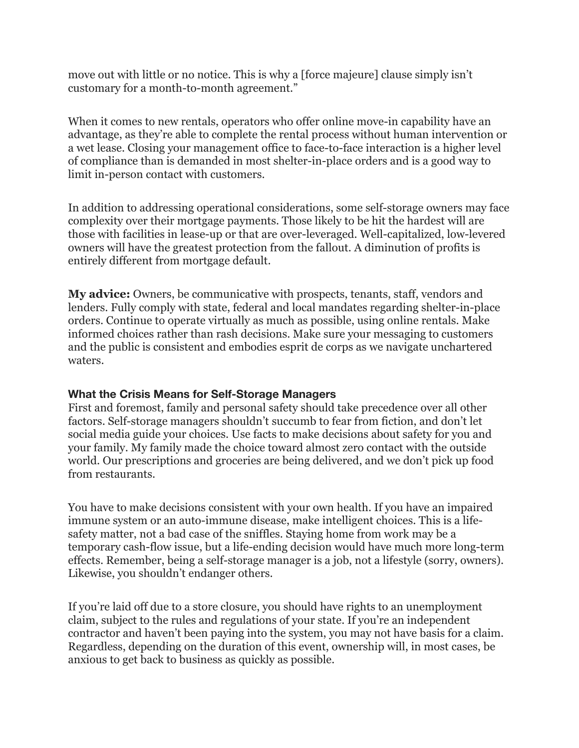move out with little or no notice. This is why a [force majeure] clause simply isn't customary for a month-to-month agreement."

When it comes to new rentals, operators who offer online move-in capability have an advantage, as they're able to complete the rental process without human intervention or a wet lease. Closing your management office to face-to-face interaction is a higher level of compliance than is demanded in most shelter-in-place orders and is a good way to limit in-person contact with customers.

In addition to addressing operational considerations, some self-storage owners may face complexity over their mortgage payments. Those likely to be hit the hardest will are those with facilities in lease-up or that are over-leveraged. Well-capitalized, low-levered owners will have the greatest protection from the fallout. A diminution of profits is entirely different from mortgage default.

**My advice:** Owners, be communicative with prospects, tenants, staff, vendors and lenders. Fully comply with state, federal and local mandates regarding shelter-in-place orders. Continue to operate virtually as much as possible, using online rentals. Make informed choices rather than rash decisions. Make sure your messaging to customers and the public is consistent and embodies esprit de corps as we navigate unchartered waters.

### What the Crisis Means for Self-Storage Managers

First and foremost, family and personal safety should take precedence over all other factors. Self-storage managers shouldn't succumb to fear from fiction, and don't let social media guide your choices. Use facts to make decisions about safety for you and your family. My family made the choice toward almost zero contact with the outside world. Our prescriptions and groceries are being delivered, and we don't pick up food from restaurants.

You have to make decisions consistent with your own health. If you have an impaired immune system or an auto-immune disease, make intelligent choices. This is a life-safety matter, not a bad case of the sniffles. Staying home from work may be a temporary cash-flow issue, but a life-ending decision would have much more long-term effects. Remember, being a self-storage manager is a job, not a lifestyle (sorry, owners). Likewise, you shouldn't endanger others.

If you're laid off due to a store closure, you should have rights to an unemployment claim, subject to the rules and regulations of your state. If you're an independent contractor and haven't been paying into the system, you may not have basis for a claim. Regardless, depending on the duration of this event, ownership will, in most cases, be anxious to get back to business as quickly as possible.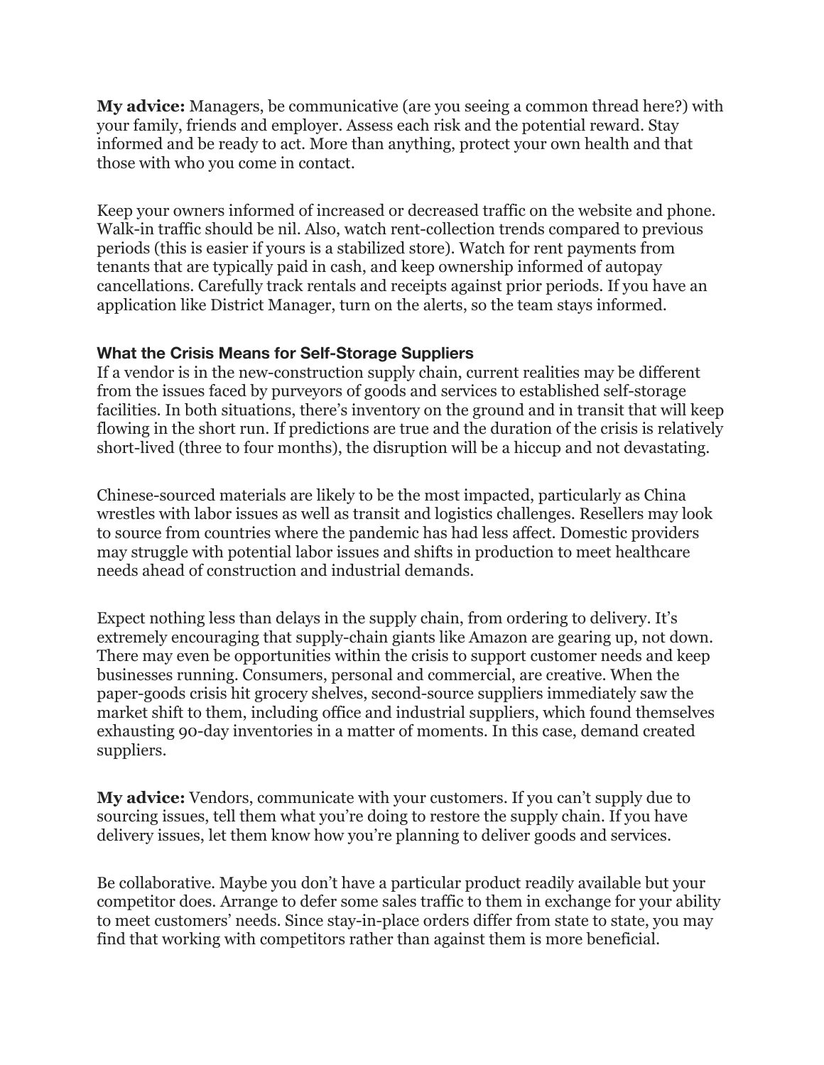**My advice:** Managers, be communicative (are you seeing a common thread here?) with your family, friends and employer. Assess each risk and the potential reward. Stay informed and be ready to act. More than anything, protect your own health and that those with who you come in contact.

Keep your owners informed of increased or decreased traffic on the website and phone. Walk-in traffic should be nil. Also, watch rent-collection trends compared to previous periods (this is easier if yours is a stabilized store). Watch for rent payments from tenants that are typically paid in cash, and keep ownership informed of autopay cancellations. Carefully track rentals and receipts against prior periods. If you have an application like District Manager, turn on the alerts, so the team stays informed.

### What the Crisis Means for Self-Storage Suppliers

If a vendor is in the new-construction supply chain, current realities may be different from the issues faced by purveyors of goods and services to established self-storage facilities. In both situations, there's inventory on the ground and in transit that will keep flowing in the short run. If predictions are true and the duration of the crisis is relatively short-lived (three to four months), the disruption will be a hiccup and not devastating.

Chinese-sourced materials are likely to be the most impacted, particularly as China wrestles with labor issues as well as transit and logistics challenges. Resellers may look to source from countries where the pandemic has had less affect. Domestic providers may struggle with potential labor issues and shifts in production to meet healthcare needs ahead of construction and industrial demands.

Expect nothing less than delays in the supply chain, from ordering to delivery. It's extremely encouraging that supply-chain giants like Amazon are gearing up, not down. There may even be opportunities within the crisis to support customer needs and keep businesses running. Consumers, personal and commercial, are creative. When the paper-goods crisis hit grocery shelves, second-source suppliers immediately saw the market shift to them, including office and industrial suppliers, which found themselves exhausting 90-day inventories in a matter of moments. In this case, demand created suppliers.

**My advice:** Vendors, communicate with your customers. If you can't supply due to sourcing issues, tell them what you're doing to restore the supply chain. If you have delivery issues, let them know how you're planning to deliver goods and services.

Be collaborative. Maybe you don't have a particular product readily available but your competitor does. Arrange to defer some sales traffic to them in exchange for your ability to meet customers' needs. Since stay-in-place orders differ from state to state, you may find that working with competitors rather than against them is more beneficial.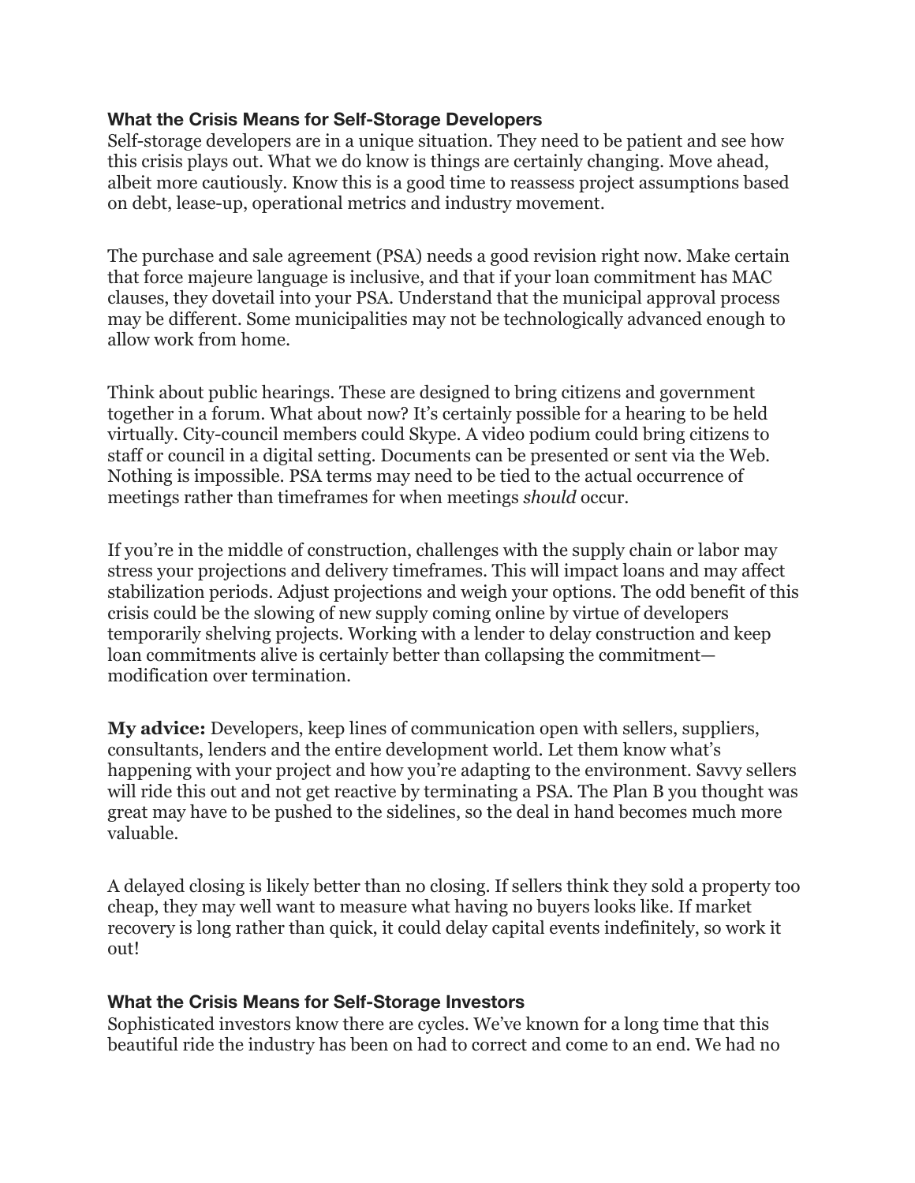**What the Crisis Means for Self-Storage Developers**

Self-storage developers are in a unique situation. They need to be patient and see how this crisis plays out. What we do know is things are certainly changing. Move ahead, albeit more cautiously. Know this is a good time to reassess project assumptions based on debt, lease-up, operational metrics and industry movement.

The purchase and sale agreement (PSA) needs a good revision right now. Make certain that force majeure language is inclusive, and that if your loan commitment has MAC clauses, they dovetail into your PSA. Understand that the municipal approval process may be different. Some municipalities may not be technologically advanced enough to allow work from home.

Think about public hearings. These are designed to bring citizens and government together in a forum. What about now? It's certainly possible for a hearing to be held virtually. City-council members could Skype. A video podium could bring citizens to staff or council in a digital setting. Documents can be presented or sent via the Web. Nothing is impossible. PSA terms may need to be tied to the actual occurrence of meetings rather than timeframes for when meetings *should* occur.

If you're in the middle of construction, challenges with the supply chain or labor may stress your projections and delivery timeframes. This will impact loans and may affect stabilization periods. Adjust projections and weigh your options. The odd benefit of this crisis could be the slowing of new supply coming online by virtue of developers temporarily shelving projects. Working with a lender to delay construction and keep loan commitments alive is certainly better than collapsing the commitment—modification over termination.

**My advice:** Developers, keep lines of communication open with sellers, suppliers, consultants, lenders and the entire development world. Let them know what's happening with your project and how you're adapting to the environment. Savvy sellers will ride this out and not get reactive by terminating a PSA. The Plan B you thought was great may have to be pushed to the sidelines, so the deal in hand becomes much more valuable.

A delayed closing is likely better than no closing. If sellers think they sold a property too cheap, they may well want to measure what having no buyers looks like. If market recovery is long rather than quick, it could delay capital events indefinitely, so work it out!

**What the Crisis Means for Self-Storage Investors**

Sophisticated investors know there are cycles. We've known for a long time that this beautiful ride the industry has been on had to correct and come to an end. We had no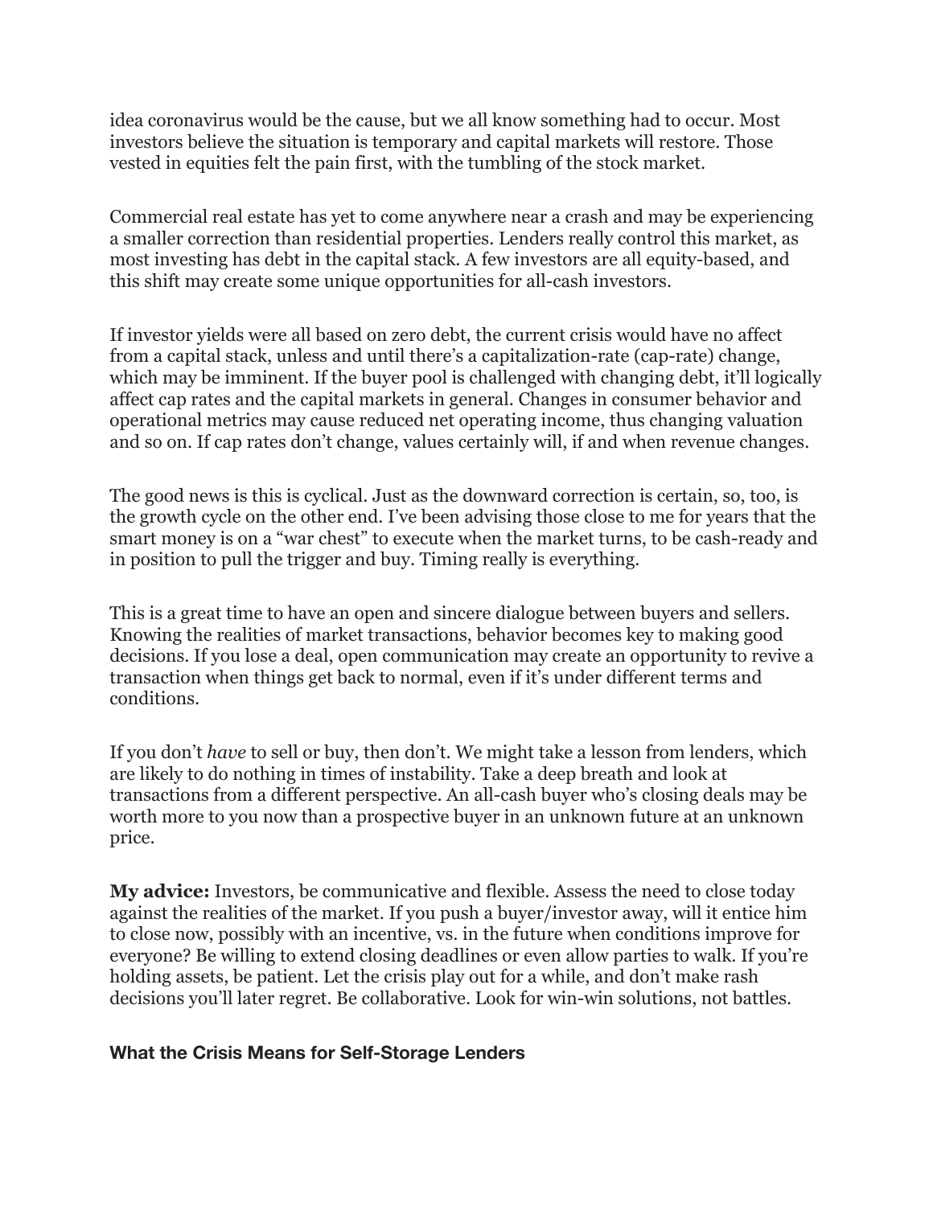idea coronavirus would be the cause, but we all know something had to occur. Most investors believe the situation is temporary and capital markets will restore. Those vested in equities felt the pain first, with the tumbling of the stock market.

Commercial real estate has yet to come anywhere near a crash and may be experiencing a smaller correction than residential properties. Lenders really control this market, as most investing has debt in the capital stack. A few investors are all equity-based, and this shift may create some unique opportunities for all-cash investors.

If investor yields were all based on zero debt, the current crisis would have no affect from a capital stack, unless and until there's a capitalization-rate (cap-rate) change, which may be imminent. If the buyer pool is challenged with changing debt, it'll logically affect cap rates and the capital markets in general. Changes in consumer behavior and operational metrics may cause reduced net operating income, thus changing valuation and so on. If cap rates don't change, values certainly will, if and when revenue changes.

The good news is this is cyclical. Just as the downward correction is certain, so, too, is the growth cycle on the other end. I've been advising those close to me for years that the smart money is on a "war chest" to execute when the market turns, to be cash-ready and in position to pull the trigger and buy. Timing really is everything.

This is a great time to have an open and sincere dialogue between buyers and sellers. Knowing the realities of market transactions, behavior becomes key to making good decisions. If you lose a deal, open communication may create an opportunity to revive a transaction when things get back to normal, even if it's under different terms and conditions.

If you don't *have* to sell or buy, then don't. We might take a lesson from lenders, which are likely to do nothing in times of instability. Take a deep breath and look at transactions from a different perspective. An all-cash buyer who's closing deals may be worth more to you now than a prospective buyer in an unknown future at an unknown price.

**My advice:** Investors, be communicative and flexible. Assess the need to close today against the realities of the market. If you push a buyer/investor away, will it entice him to close now, possibly with an incentive, vs. in the future when conditions improve for everyone? Be willing to extend closing deadlines or even allow parties to walk. If you're holding assets, be patient. Let the crisis play out for a while, and don't make rash decisions you'll later regret. Be collaborative. Look for win-win solutions, not battles.

### What the Crisis Means for Self-Storage Lenders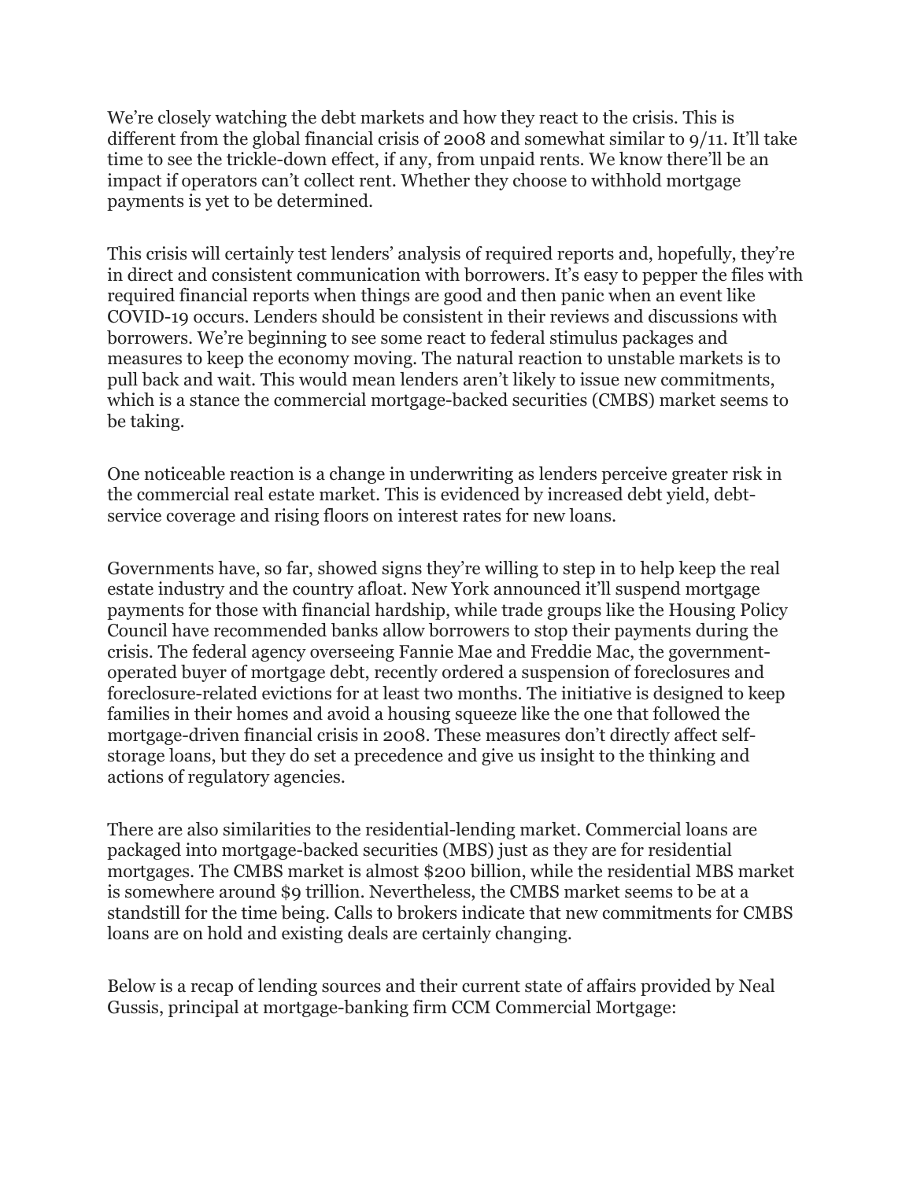We're closely watching the debt markets and how they react to the crisis. This is different from the global financial crisis of 2008 and somewhat similar to 9/11. It'll take time to see the trickle-down effect, if any, from unpaid rents. We know there'll be an impact if operators can't collect rent. Whether they choose to withhold mortgage payments is yet to be determined.

This crisis will certainly test lenders' analysis of required reports and, hopefully, they're in direct and consistent communication with borrowers. It's easy to pepper the files with required financial reports when things are good and then panic when an event like COVID-19 occurs. Lenders should be consistent in their reviews and discussions with borrowers. We're beginning to see some react to federal stimulus packages and measures to keep the economy moving. The natural reaction to unstable markets is to pull back and wait. This would mean lenders aren't likely to issue new commitments, which is a stance the commercial mortgage-backed securities (CMBS) market seems to be taking.

One noticeable reaction is a change in underwriting as lenders perceive greater risk in the commercial real estate market. This is evidenced by increased debt yield, debt-service coverage and rising floors on interest rates for new loans.

Governments have, so far, showed signs they're willing to step in to help keep the real estate industry and the country afloat. New York announced it'll suspend mortgage payments for those with financial hardship, while trade groups like the Housing Policy Council have recommended banks allow borrowers to stop their payments during the crisis. The federal agency overseeing Fannie Mae and Freddie Mac, the government-operated buyer of mortgage debt, recently ordered a suspension of foreclosures and foreclosure-related evictions for at least two months. The initiative is designed to keep families in their homes and avoid a housing squeeze like the one that followed the mortgage-driven financial crisis in 2008. These measures don't directly affect self-storage loans, but they do set a precedence and give us insight to the thinking and actions of regulatory agencies.

There are also similarities to the residential-lending market. Commercial loans are packaged into mortgage-backed securities (MBS) just as they are for residential mortgages. The CMBS market is almost $200 billion, while the residential MBS market is somewhere around $9 trillion. Nevertheless, the CMBS market seems to be at a standstill for the time being. Calls to brokers indicate that new commitments for CMBS loans are on hold and existing deals are certainly changing.

Below is a recap of lending sources and their current state of affairs provided by Neal Gussis, principal at mortgage-banking firm CCM Commercial Mortgage: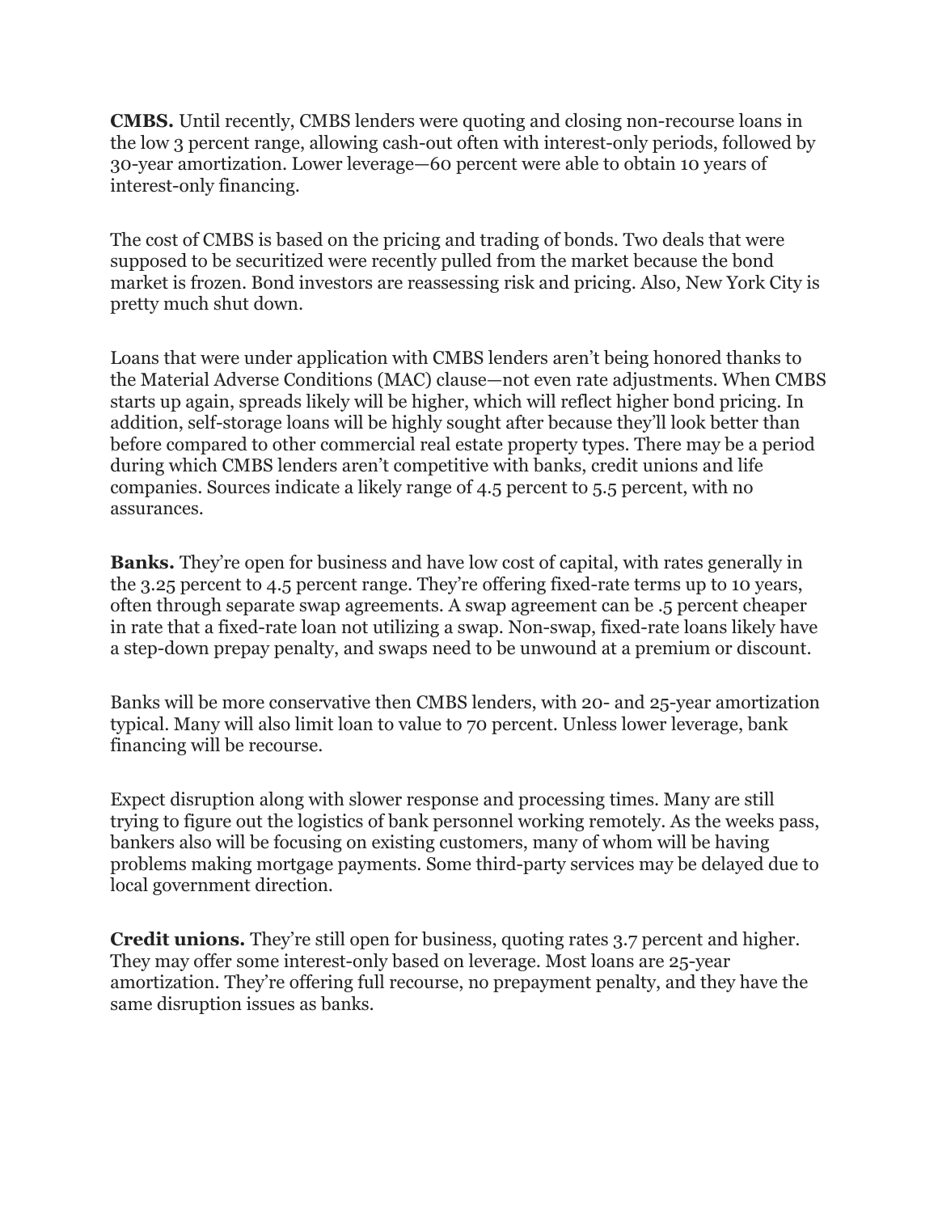**CMBS.** Until recently, CMBS lenders were quoting and closing non-recourse loans in the low 3 percent range, allowing cash-out often with interest-only periods, followed by 30-year amortization. Lower leverage—60 percent were able to obtain 10 years of interest-only financing.

The cost of CMBS is based on the pricing and trading of bonds. Two deals that were supposed to be securitized were recently pulled from the market because the bond market is frozen. Bond investors are reassessing risk and pricing. Also, New York City is pretty much shut down.

Loans that were under application with CMBS lenders aren't being honored thanks to the Material Adverse Conditions (MAC) clause—not even rate adjustments. When CMBS starts up again, spreads likely will be higher, which will reflect higher bond pricing. In addition, self-storage loans will be highly sought after because they'll look better than before compared to other commercial real estate property types. There may be a period during which CMBS lenders aren't competitive with banks, credit unions and life companies. Sources indicate a likely range of 4.5 percent to 5.5 percent, with no assurances.

**Banks.** They're open for business and have low cost of capital, with rates generally in the 3.25 percent to 4.5 percent range. They're offering fixed-rate terms up to 10 years, often through separate swap agreements. A swap agreement can be .5 percent cheaper in rate that a fixed-rate loan not utilizing a swap. Non-swap, fixed-rate loans likely have a step-down prepay penalty, and swaps need to be unwound at a premium or discount.

Banks will be more conservative then CMBS lenders, with 20- and 25-year amortization typical. Many will also limit loan to value to 70 percent. Unless lower leverage, bank financing will be recourse.

Expect disruption along with slower response and processing times. Many are still trying to figure out the logistics of bank personnel working remotely. As the weeks pass, bankers also will be focusing on existing customers, many of whom will be having problems making mortgage payments. Some third-party services may be delayed due to local government direction.

**Credit unions.** They're still open for business, quoting rates 3.7 percent and higher. They may offer some interest-only based on leverage. Most loans are 25-year amortization. They're offering full recourse, no prepayment penalty, and they have the same disruption issues as banks.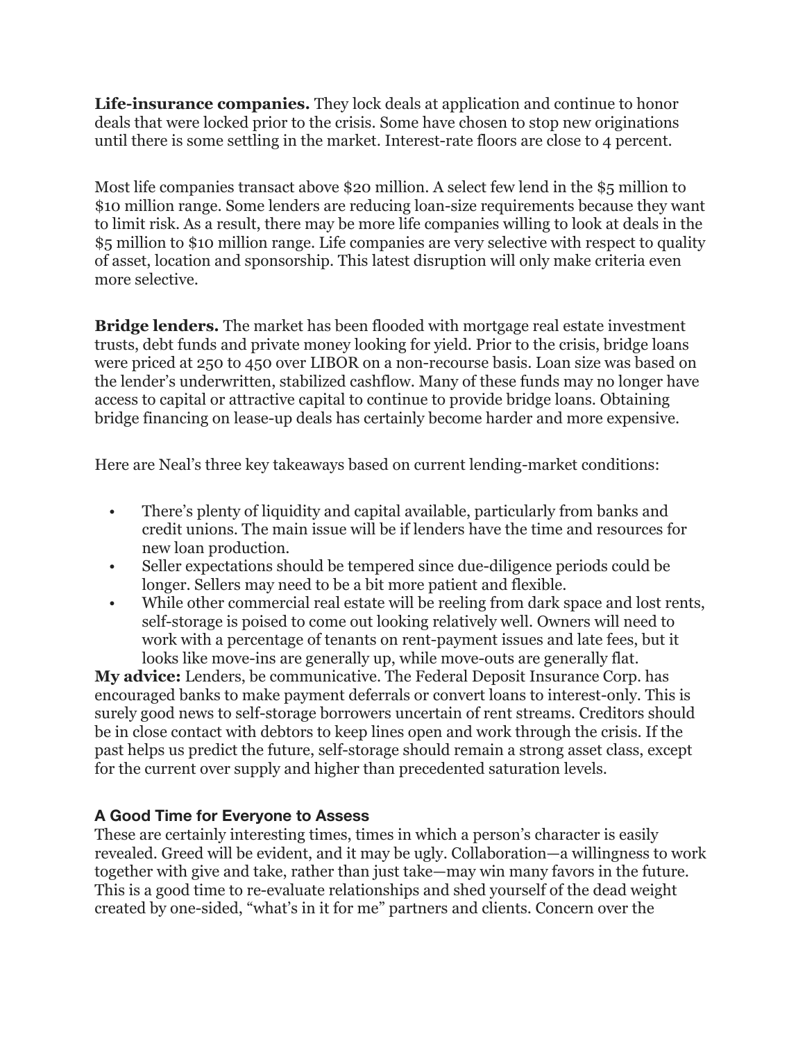**Life-insurance companies.** They lock deals at application and continue to honor deals that were locked prior to the crisis. Some have chosen to stop new originations until there is some settling in the market. Interest-rate floors are close to 4 percent.

Most life companies transact above $20 million. A select few lend in the $5 million to $10 million range. Some lenders are reducing loan-size requirements because they want to limit risk. As a result, there may be more life companies willing to look at deals in the $5 million to $10 million range. Life companies are very selective with respect to quality of asset, location and sponsorship. This latest disruption will only make criteria even more selective.

**Bridge lenders.** The market has been flooded with mortgage real estate investment trusts, debt funds and private money looking for yield. Prior to the crisis, bridge loans were priced at 250 to 450 over LIBOR on a non-recourse basis. Loan size was based on the lender's underwritten, stabilized cashflow. Many of these funds may no longer have access to capital or attractive capital to continue to provide bridge loans. Obtaining bridge financing on lease-up deals has certainly become harder and more expensive.

Here are Neal's three key takeaways based on current lending-market conditions:

- There's plenty of liquidity and capital available, particularly from banks and credit unions. The main issue will be if lenders have the time and resources for new loan production.
- Seller expectations should be tempered since due-diligence periods could be longer. Sellers may need to be a bit more patient and flexible.
- While other commercial real estate will be reeling from dark space and lost rents, self-storage is poised to come out looking relatively well. Owners will need to work with a percentage of tenants on rent-payment issues and late fees, but it looks like move-ins are generally up, while move-outs are generally flat.

**My advice:** Lenders, be communicative. The Federal Deposit Insurance Corp. has encouraged banks to make payment deferrals or convert loans to interest-only. This is surely good news to self-storage borrowers uncertain of rent streams. Creditors should be in close contact with debtors to keep lines open and work through the crisis. If the past helps us predict the future, self-storage should remain a strong asset class, except for the current over supply and higher than precedented saturation levels.

### A Good Time for Everyone to Assess

These are certainly interesting times, times in which a person's character is easily revealed. Greed will be evident, and it may be ugly. Collaboration—a willingness to work together with give and take, rather than just take—may win many favors in the future. This is a good time to re-evaluate relationships and shed yourself of the dead weight created by one-sided, "what's in it for me" partners and clients. Concern over the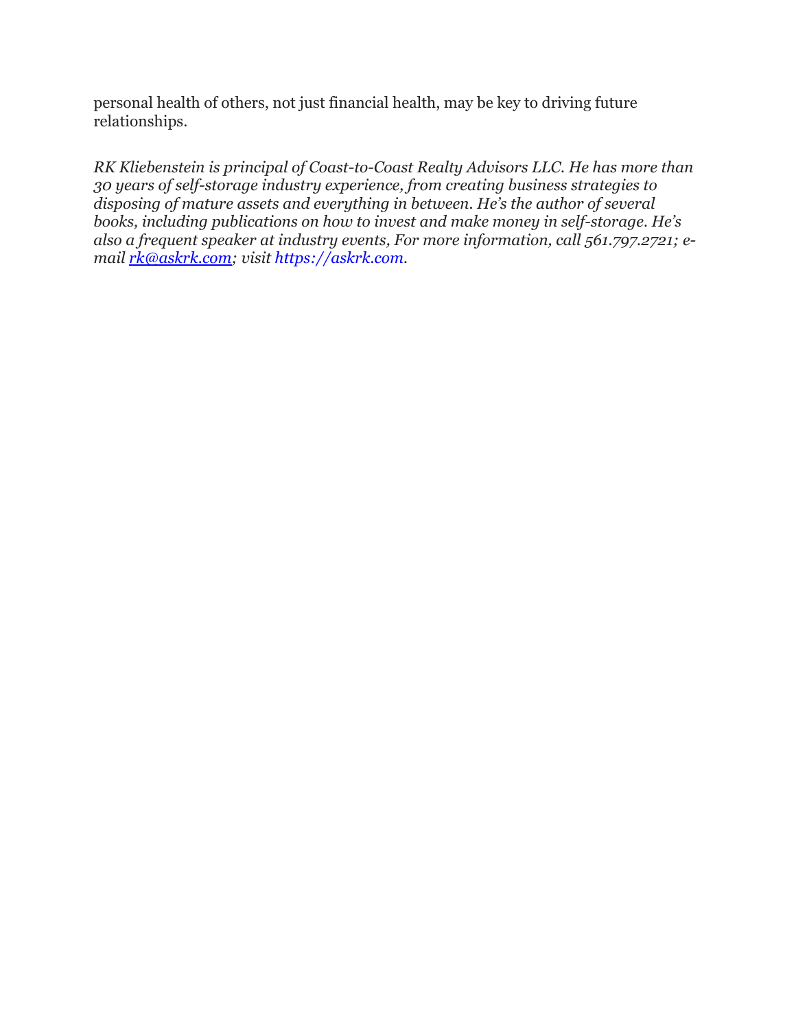personal health of others, not just financial health, may be key to driving future relationships.

*RK Kliebenstein is principal of Coast-to-Coast Realty Advisors LLC. He has more than 30 years of self-storage industry experience, from creating business strategies to disposing of mature assets and everything in between. He's the author of several books, including publications on how to invest and make money in self-storage. He's also a frequent speaker at industry events, For more information, call 561.797.2721; e-mail [rk@askrk.com](mailto:rk@askrk.com); visit https://askrk.com.*